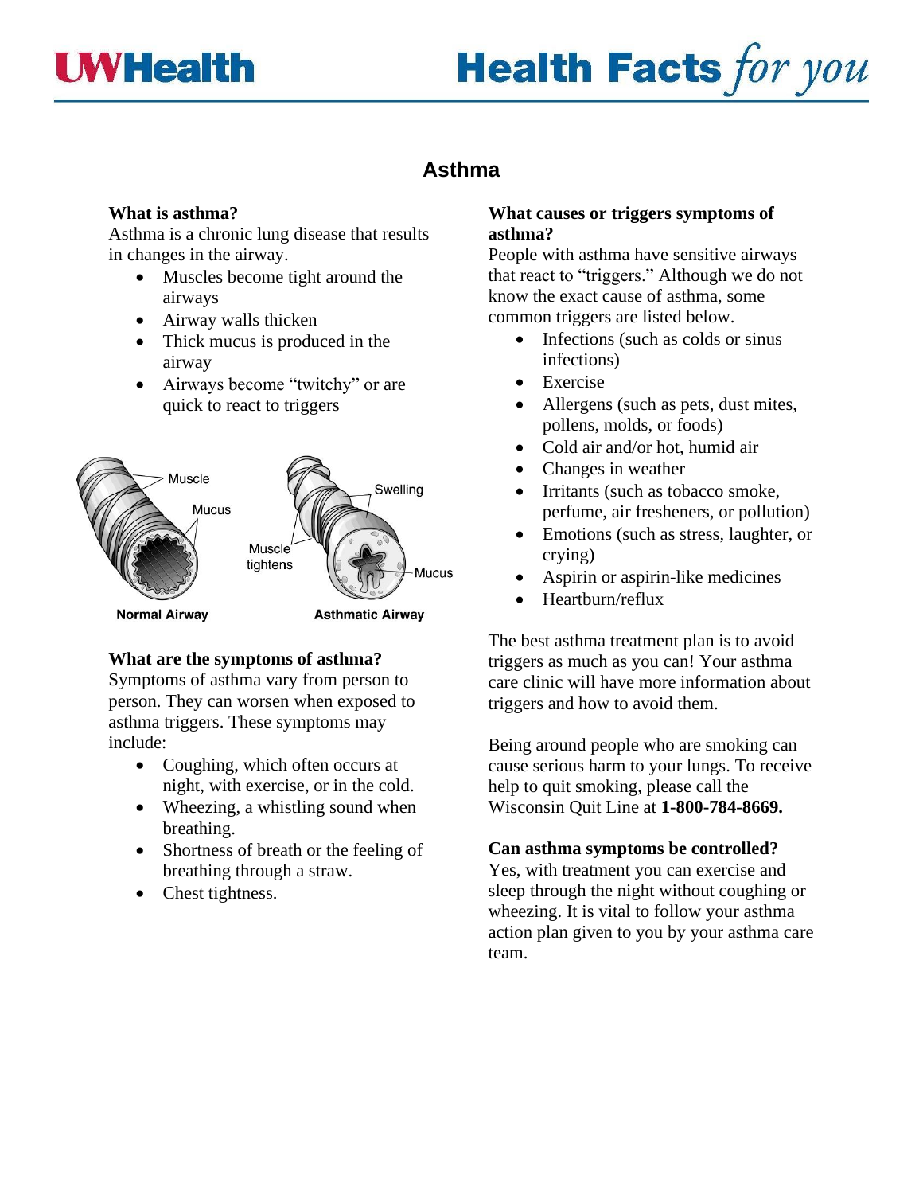UWHealth

Health Facts *for you*

# Asthma

**What is asthma?**
Asthma is a chronic lung disease that results in changes in the airway.

- Muscles become tight around the airways
- Airway walls thicken
- Thick mucus is produced in the airway
- Airways become "twitchy" or are quick to react to triggers

Muscle
Mucus
Normal Airway

Swelling
Muscle tightens
Mucus
Asthmatic Airway

**What are the symptoms of asthma?**
Symptoms of asthma vary from person to person. They can worsen when exposed to asthma triggers. These symptoms may include:

- Coughing, which often occurs at night, with exercise, or in the cold.
- Wheezing, a whistling sound when breathing.
- Shortness of breath or the feeling of breathing through a straw.
- Chest tightness.

**What causes or triggers symptoms of asthma?**
People with asthma have sensitive airways that react to "triggers." Although we do not know the exact cause of asthma, some common triggers are listed below.

- Infections (such as colds or sinus infections)
- Exercise
- Allergens (such as pets, dust mites, pollens, molds, or foods)
- Cold air and/or hot, humid air
- Changes in weather
- Irritants (such as tobacco smoke, perfume, air fresheners, or pollution)
- Emotions (such as stress, laughter, or crying)
- Aspirin or aspirin-like medicines
- Heartburn/reflux

The best asthma treatment plan is to avoid triggers as much as you can! Your asthma care clinic will have more information about triggers and how to avoid them.

Being around people who are smoking can cause serious harm to your lungs. To receive help to quit smoking, please call the Wisconsin Quit Line at **1-800-784-8669.**

**Can asthma symptoms be controlled?**
Yes, with treatment you can exercise and sleep through the night without coughing or wheezing. It is vital to follow your asthma action plan given to you by your asthma care team.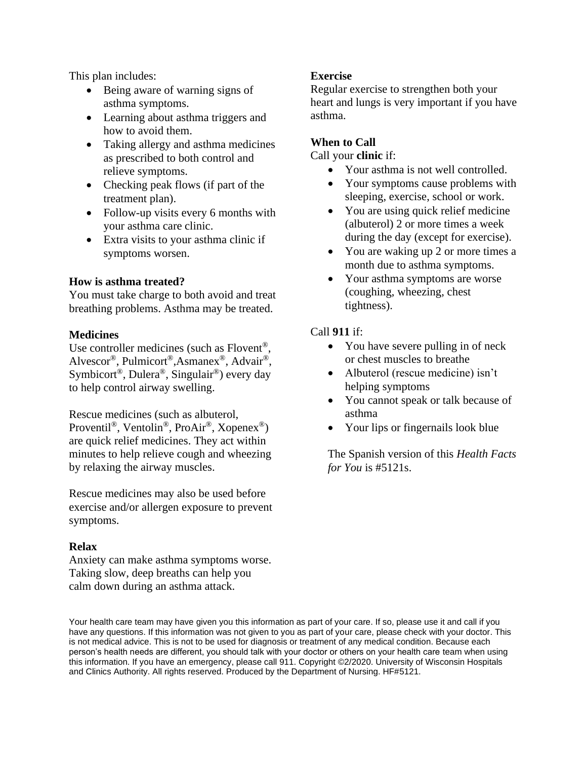This plan includes:

- Being aware of warning signs of asthma symptoms.
- Learning about asthma triggers and how to avoid them.
- Taking allergy and asthma medicines as prescribed to both control and relieve symptoms.
- Checking peak flows (if part of the treatment plan).
- Follow-up visits every 6 months with your asthma care clinic.
- Extra visits to your asthma clinic if symptoms worsen.

**How is asthma treated?**

You must take charge to both avoid and treat breathing problems. Asthma may be treated.

**Medicines**

Use controller medicines (such as Flovent®, Alvescor®, Pulmicort®,Asmanex®, Advair®, Symbicort®, Dulera®, Singulair®) every day to help control airway swelling.

Rescue medicines (such as albuterol, Proventil®, Ventolin®, ProAir®, Xopenex®) are quick relief medicines. They act within minutes to help relieve cough and wheezing by relaxing the airway muscles.

Rescue medicines may also be used before exercise and/or allergen exposure to prevent symptoms.

**Relax**

Anxiety can make asthma symptoms worse. Taking slow, deep breaths can help you calm down during an asthma attack.

**Exercise**

Regular exercise to strengthen both your heart and lungs is very important if you have asthma.

**When to Call**

Call your **clinic** if:

- Your asthma is not well controlled.
- Your symptoms cause problems with sleeping, exercise, school or work.
- You are using quick relief medicine (albuterol) 2 or more times a week during the day (except for exercise).
- You are waking up 2 or more times a month due to asthma symptoms.
- Your asthma symptoms are worse (coughing, wheezing, chest tightness).

Call **911** if:

- You have severe pulling in of neck or chest muscles to breathe
- Albuterol (rescue medicine) isn't helping symptoms
- You cannot speak or talk because of asthma
- Your lips or fingernails look blue

The Spanish version of this *Health Facts for You* is #5121s.

Your health care team may have given you this information as part of your care. If so, please use it and call if you have any questions. If this information was not given to you as part of your care, please check with your doctor. This is not medical advice. This is not to be used for diagnosis or treatment of any medical condition. Because each person's health needs are different, you should talk with your doctor or others on your health care team when using this information. If you have an emergency, please call 911. Copyright ©2/2020. University of Wisconsin Hospitals and Clinics Authority. All rights reserved. Produced by the Department of Nursing. HF#5121.